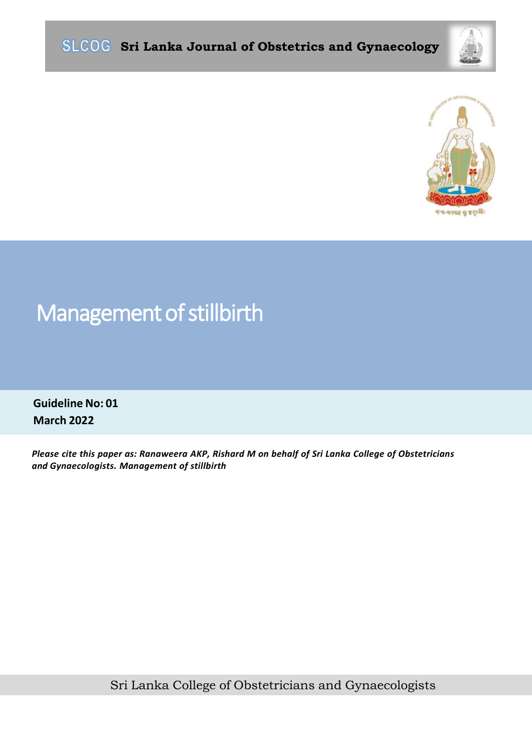**SLCOG Sri Lanka Journal of Obstetrics and Gynaecology**

# Management of stillbirth

**Guideline No: 01**
**March 2022**

***Please cite this paper as: Ranaweera AKP, Rishard M on behalf of Sri Lanka College of Obstetricians and Gynaecologists. Management of stillbirth***

Sri Lanka College of Obstetricians and Gynaecologists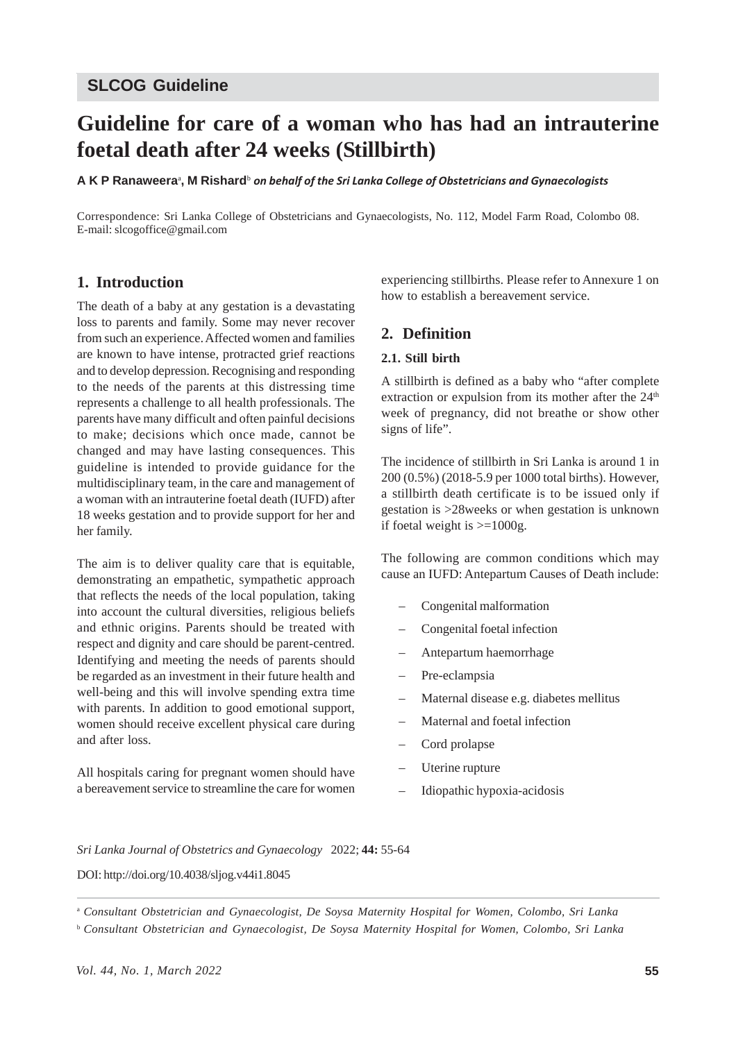SLCOG Guideline

# Guideline for care of a woman who has had an intrauterine foetal death after 24 weeks (Stillbirth)

**A K P Ranaweera**[a], **M Rishard**[b] ***on behalf of the Sri Lanka College of Obstetricians and Gynaecologists***

Correspondence: Sri Lanka College of Obstetricians and Gynaecologists, No. 112, Model Farm Road, Colombo 08. E-mail: slcogoffice@gmail.com

## 1. Introduction

The death of a baby at any gestation is a devastating loss to parents and family. Some may never recover from such an experience. Affected women and families are known to have intense, protracted grief reactions and to develop depression. Recognising and responding to the needs of the parents at this distressing time represents a challenge to all health professionals. The parents have many difficult and often painful decisions to make; decisions which once made, cannot be changed and may have lasting consequences. This guideline is intended to provide guidance for the multidisciplinary team, in the care and management of a woman with an intrauterine foetal death (IUFD) after 18 weeks gestation and to provide support for her and her family.

The aim is to deliver quality care that is equitable, demonstrating an empathetic, sympathetic approach that reflects the needs of the local population, taking into account the cultural diversities, religious beliefs and ethnic origins. Parents should be treated with respect and dignity and care should be parent-centred. Identifying and meeting the needs of parents should be regarded as an investment in their future health and well-being and this will involve spending extra time with parents. In addition to good emotional support, women should receive excellent physical care during and after loss.

All hospitals caring for pregnant women should have a bereavement service to streamline the care for women experiencing stillbirths. Please refer to Annexure 1 on how to establish a bereavement service.

## 2. Definition

### 2.1. Still birth

A stillbirth is defined as a baby who "after complete extraction or expulsion from its mother after the 24[th] week of pregnancy, did not breathe or show other signs of life".

The incidence of stillbirth in Sri Lanka is around 1 in 200 (0.5%) (2018-5.9 per 1000 total births). However, a stillbirth death certificate is to be issued only if gestation is >28weeks or when gestation is unknown if foetal weight is >=1000g.

The following are common conditions which may cause an IUFD: Antepartum Causes of Death include:

- Congenital malformation
- Congenital foetal infection
- Antepartum haemorrhage
- Pre-eclampsia
- Maternal disease e.g. diabetes mellitus
- Maternal and foetal infection
- Cord prolapse
- Uterine rupture
- Idiopathic hypoxia-acidosis

*Sri Lanka Journal of Obstetrics and Gynaecology* 2022; **44:** 55-64

DOI: http://doi.org/10.4038/sljog.v44i1.8045

[a] *Consultant Obstetrician and Gynaecologist, De Soysa Maternity Hospital for Women, Colombo, Sri Lanka*

[b] *Consultant Obstetrician and Gynaecologist, De Soysa Maternity Hospital for Women, Colombo, Sri Lanka*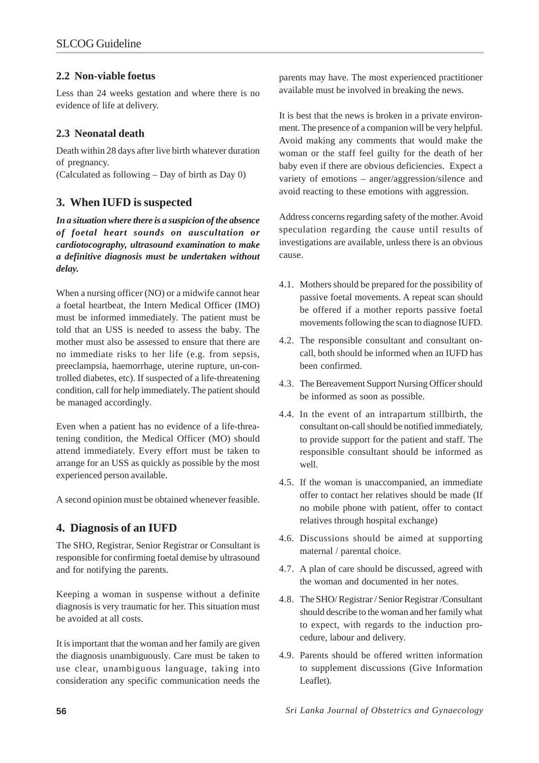### 2.2 Non-viable foetus

Less than 24 weeks gestation and where there is no evidence of life at delivery.

### 2.3 Neonatal death

Death within 28 days after live birth whatever duration of pregnancy.
(Calculated as following – Day of birth as Day 0)

## 3. When IUFD is suspected

***In a situation where there is a suspicion of the absence of foetal heart sounds on auscultation or cardiotocography, ultrasound examination to make a definitive diagnosis must be undertaken without delay.***

When a nursing officer (NO) or a midwife cannot hear a foetal heartbeat, the Intern Medical Officer (IMO) must be informed immediately. The patient must be told that an USS is needed to assess the baby. The mother must also be assessed to ensure that there are no immediate risks to her life (e.g. from sepsis, preeclampsia, haemorrhage, uterine rupture, un-controlled diabetes, etc). If suspected of a life-threatening condition, call for help immediately. The patient should be managed accordingly.

Even when a patient has no evidence of a life-threatening condition, the Medical Officer (MO) should attend immediately. Every effort must be taken to arrange for an USS as quickly as possible by the most experienced person available.

A second opinion must be obtained whenever feasible.

## 4. Diagnosis of an IUFD

The SHO, Registrar, Senior Registrar or Consultant is responsible for confirming foetal demise by ultrasound and for notifying the parents.

Keeping a woman in suspense without a definite diagnosis is very traumatic for her. This situation must be avoided at all costs.

It is important that the woman and her family are given the diagnosis unambiguously. Care must be taken to use clear, unambiguous language, taking into consideration any specific communication needs the parents may have. The most experienced practitioner available must be involved in breaking the news.

It is best that the news is broken in a private environment. The presence of a companion will be very helpful. Avoid making any comments that would make the woman or the staff feel guilty for the death of her baby even if there are obvious deficiencies. Expect a variety of emotions – anger/aggression/silence and avoid reacting to these emotions with aggression.

Address concerns regarding safety of the mother. Avoid speculation regarding the cause until results of investigations are available, unless there is an obvious cause.

4.1. Mothers should be prepared for the possibility of passive foetal movements. A repeat scan should be offered if a mother reports passive foetal movements following the scan to diagnose IUFD.

4.2. The responsible consultant and consultant on-call, both should be informed when an IUFD has been confirmed.

4.3. The Bereavement Support Nursing Officer should be informed as soon as possible.

4.4. In the event of an intrapartum stillbirth, the consultant on-call should be notified immediately, to provide support for the patient and staff. The responsible consultant should be informed as well.

4.5. If the woman is unaccompanied, an immediate offer to contact her relatives should be made (If no mobile phone with patient, offer to contact relatives through hospital exchange)

4.6. Discussions should be aimed at supporting maternal / parental choice.

4.7. A plan of care should be discussed, agreed with the woman and documented in her notes.

4.8. The SHO/ Registrar / Senior Registrar /Consultant should describe to the woman and her family what to expect, with regards to the induction procedure, labour and delivery.

4.9. Parents should be offered written information to supplement discussions (Give Information Leaflet).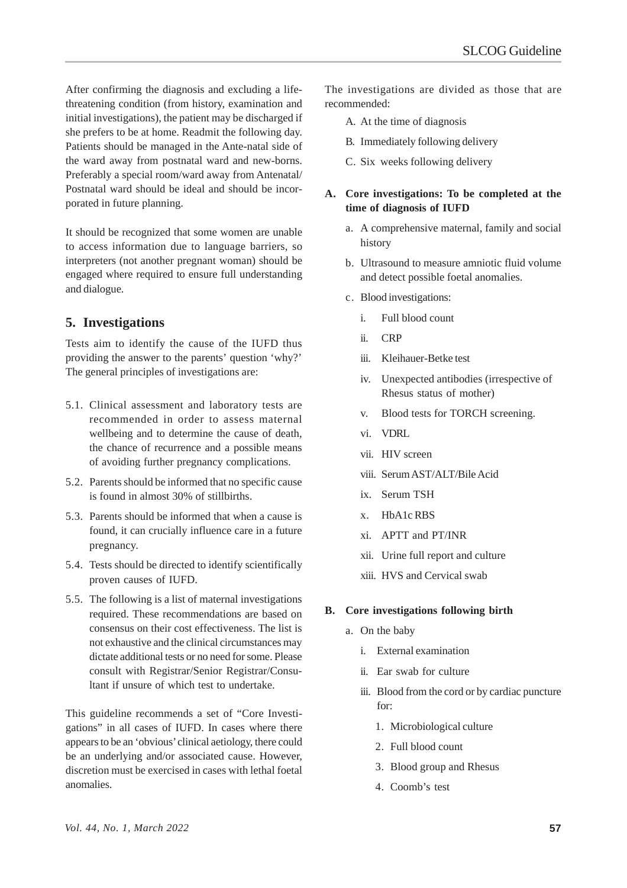After confirming the diagnosis and excluding a life-threatening condition (from history, examination and initial investigations), the patient may be discharged if she prefers to be at home. Readmit the following day. Patients should be managed in the Ante-natal side of the ward away from postnatal ward and new-borns. Preferably a special room/ward away from Antenatal/Postnatal ward should be ideal and should be incorporated in future planning.

It should be recognized that some women are unable to access information due to language barriers, so interpreters (not another pregnant woman) should be engaged where required to ensure full understanding and dialogue.

## 5. Investigations

Tests aim to identify the cause of the IUFD thus providing the answer to the parents' question 'why?' The general principles of investigations are:

5.1. Clinical assessment and laboratory tests are recommended in order to assess maternal wellbeing and to determine the cause of death, the chance of recurrence and a possible means of avoiding further pregnancy complications.

5.2. Parents should be informed that no specific cause is found in almost 30% of stillbirths.

5.3. Parents should be informed that when a cause is found, it can crucially influence care in a future pregnancy.

5.4. Tests should be directed to identify scientifically proven causes of IUFD.

5.5. The following is a list of maternal investigations required. These recommendations are based on consensus on their cost effectiveness. The list is not exhaustive and the clinical circumstances may dictate additional tests or no need for some. Please consult with Registrar/Senior Registrar/Consultant if unsure of which test to undertake.

This guideline recommends a set of "Core Investigations" in all cases of IUFD. In cases where there appears to be an 'obvious' clinical aetiology, there could be an underlying and/or associated cause. However, discretion must be exercised in cases with lethal foetal anomalies.

The investigations are divided as those that are recommended:

A. At the time of diagnosis

B. Immediately following delivery

C. Six weeks following delivery

**A. Core investigations: To be completed at the time of diagnosis of IUFD**

a. A comprehensive maternal, family and social history

b. Ultrasound to measure amniotic fluid volume and detect possible foetal anomalies.

c. Blood investigations:

   i. Full blood count

   ii. CRP

   iii. Kleihauer-Betke test

   iv. Unexpected antibodies (irrespective of Rhesus status of mother)

   v. Blood tests for TORCH screening.

   vi. VDRL

   vii. HIV screen

   viii. Serum AST/ALT/Bile Acid

   ix. Serum TSH

   x. HbA1c RBS

   xi. APTT and PT/INR

   xii. Urine full report and culture

   xiii. HVS and Cervical swab

**B. Core investigations following birth**

a. On the baby

   i. External examination

   ii. Ear swab for culture

   iii. Blood from the cord or by cardiac puncture for:

      1. Microbiological culture

      2. Full blood count

      3. Blood group and Rhesus

      4. Coomb's test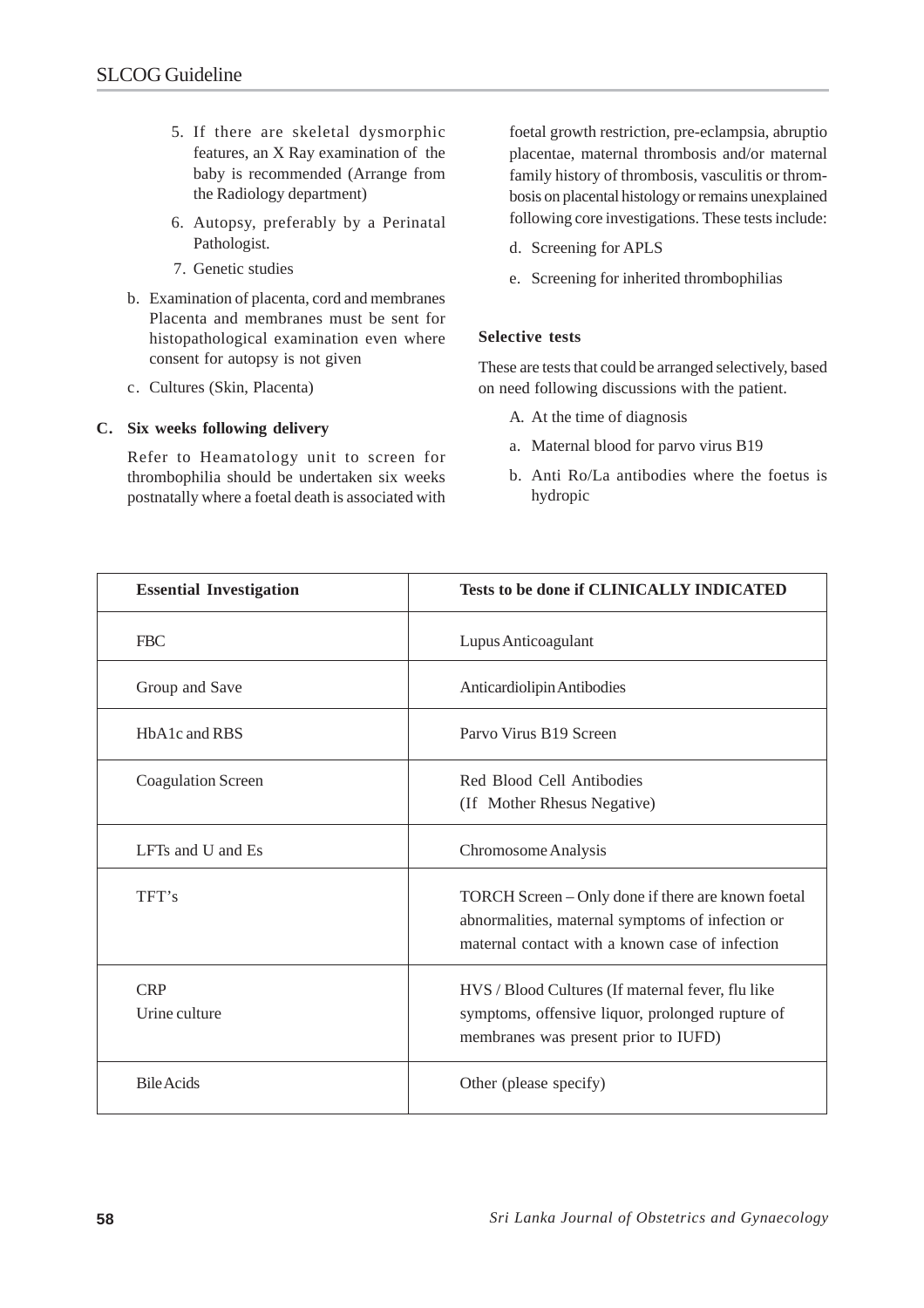5. If there are skeletal dysmorphic features, an X Ray examination of the baby is recommended (Arrange from the Radiology department)
6. Autopsy, preferably by a Perinatal Pathologist.
7. Genetic studies

b. Examination of placenta, cord and membranes Placenta and membranes must be sent for histopathological examination even where consent for autopsy is not given

c. Cultures (Skin, Placenta)

**C. Six weeks following delivery**

Refer to Heamatology unit to screen for thrombophilia should be undertaken six weeks postnatally where a foetal death is associated with foetal growth restriction, pre-eclampsia, abruptio placentae, maternal thrombosis and/or maternal family history of thrombosis, vasculitis or thrombosis on placental histology or remains unexplained following core investigations. These tests include:

d. Screening for APLS

e. Screening for inherited thrombophilias

**Selective tests**

These are tests that could be arranged selectively, based on need following discussions with the patient.

A. At the time of diagnosis

a. Maternal blood for parvo virus B19

b. Anti Ro/La antibodies where the foetus is hydropic

| **Essential Investigation** | **Tests to be done if CLINICALLY INDICATED** |
|---|---|
| FBC | Lupus Anticoagulant |
| Group and Save | Anticardiolipin Antibodies |
| HbA1c and RBS | Parvo Virus B19 Screen |
| Coagulation Screen | Red Blood Cell Antibodies (If Mother Rhesus Negative) |
| LFTs and U and Es | Chromosome Analysis |
| TFT's | TORCH Screen – Only done if there are known foetal abnormalities, maternal symptoms of infection or maternal contact with a known case of infection |
| CRP<br>Urine culture | HVS / Blood Cultures (If maternal fever, flu like symptoms, offensive liquor, prolonged rupture of membranes was present prior to IUFD) |
| Bile Acids | Other (please specify) |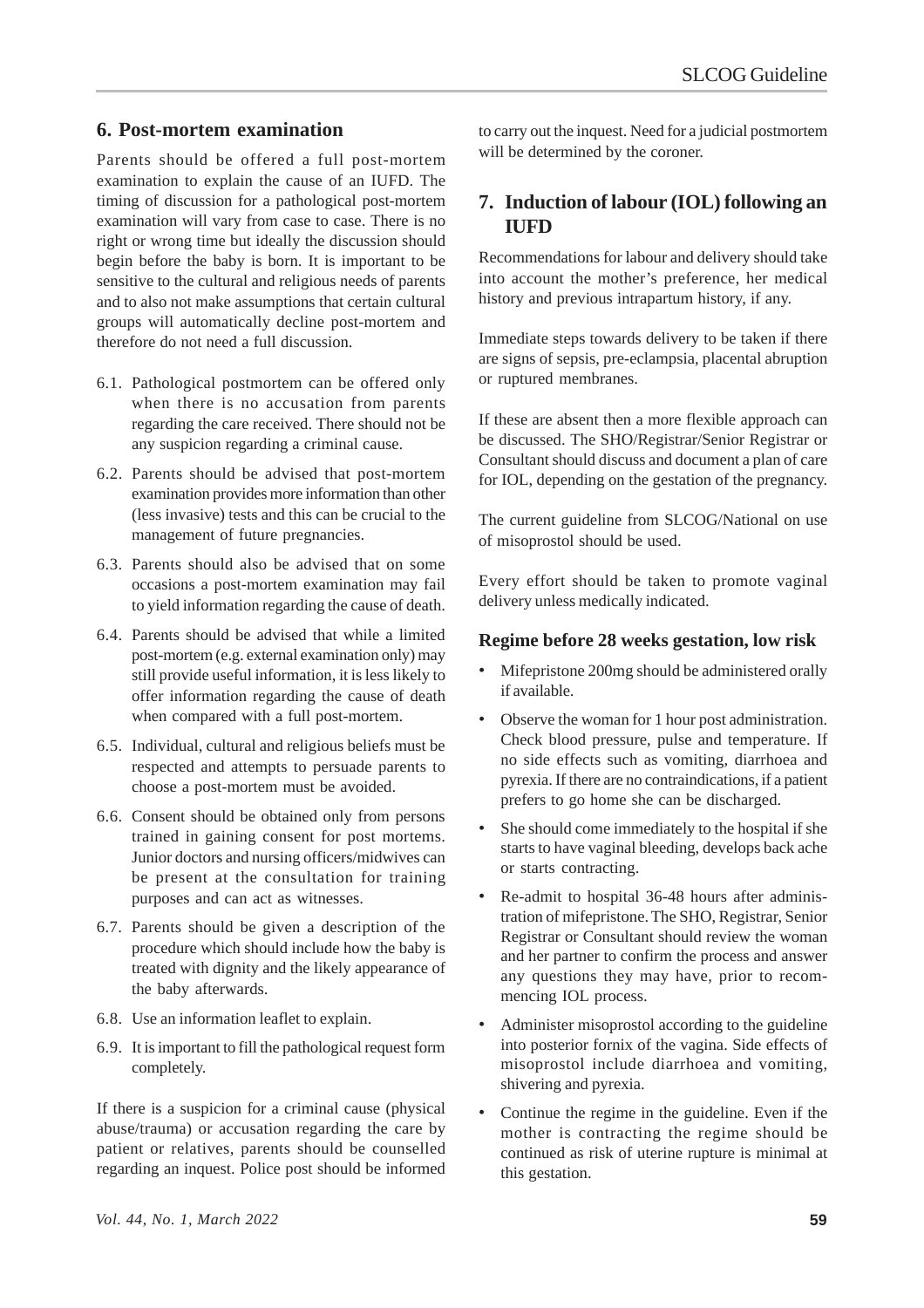## 6. Post-mortem examination

Parents should be offered a full post-mortem examination to explain the cause of an IUFD. The timing of discussion for a pathological post-mortem examination will vary from case to case. There is no right or wrong time but ideally the discussion should begin before the baby is born. It is important to be sensitive to the cultural and religious needs of parents and to also not make assumptions that certain cultural groups will automatically decline post-mortem and therefore do not need a full discussion.

6.1. Pathological postmortem can be offered only when there is no accusation from parents regarding the care received. There should not be any suspicion regarding a criminal cause.

6.2. Parents should be advised that post-mortem examination provides more information than other (less invasive) tests and this can be crucial to the management of future pregnancies.

6.3. Parents should also be advised that on some occasions a post-mortem examination may fail to yield information regarding the cause of death.

6.4. Parents should be advised that while a limited post-mortem (e.g. external examination only) may still provide useful information, it is less likely to offer information regarding the cause of death when compared with a full post-mortem.

6.5. Individual, cultural and religious beliefs must be respected and attempts to persuade parents to choose a post-mortem must be avoided.

6.6. Consent should be obtained only from persons trained in gaining consent for post mortems. Junior doctors and nursing officers/midwives can be present at the consultation for training purposes and can act as witnesses.

6.7. Parents should be given a description of the procedure which should include how the baby is treated with dignity and the likely appearance of the baby afterwards.

6.8. Use an information leaflet to explain.

6.9. It is important to fill the pathological request form completely.

If there is a suspicion for a criminal cause (physical abuse/trauma) or accusation regarding the care by patient or relatives, parents should be counselled regarding an inquest. Police post should be informed to carry out the inquest. Need for a judicial postmortem will be determined by the coroner.

## 7. Induction of labour (IOL) following an IUFD

Recommendations for labour and delivery should take into account the mother's preference, her medical history and previous intrapartum history, if any.

Immediate steps towards delivery to be taken if there are signs of sepsis, pre-eclampsia, placental abruption or ruptured membranes.

If these are absent then a more flexible approach can be discussed. The SHO/Registrar/Senior Registrar or Consultant should discuss and document a plan of care for IOL, depending on the gestation of the pregnancy.

The current guideline from SLCOG/National on use of misoprostol should be used.

Every effort should be taken to promote vaginal delivery unless medically indicated.

### Regime before 28 weeks gestation, low risk

- Mifepristone 200mg should be administered orally if available.
- Observe the woman for 1 hour post administration. Check blood pressure, pulse and temperature. If no side effects such as vomiting, diarrhoea and pyrexia. If there are no contraindications, if a patient prefers to go home she can be discharged.
- She should come immediately to the hospital if she starts to have vaginal bleeding, develops back ache or starts contracting.
- Re-admit to hospital 36-48 hours after administration of mifepristone. The SHO, Registrar, Senior Registrar or Consultant should review the woman and her partner to confirm the process and answer any questions they may have, prior to recommencing IOL process.
- Administer misoprostol according to the guideline into posterior fornix of the vagina. Side effects of misoprostol include diarrhoea and vomiting, shivering and pyrexia.
- Continue the regime in the guideline. Even if the mother is contracting the regime should be continued as risk of uterine rupture is minimal at this gestation.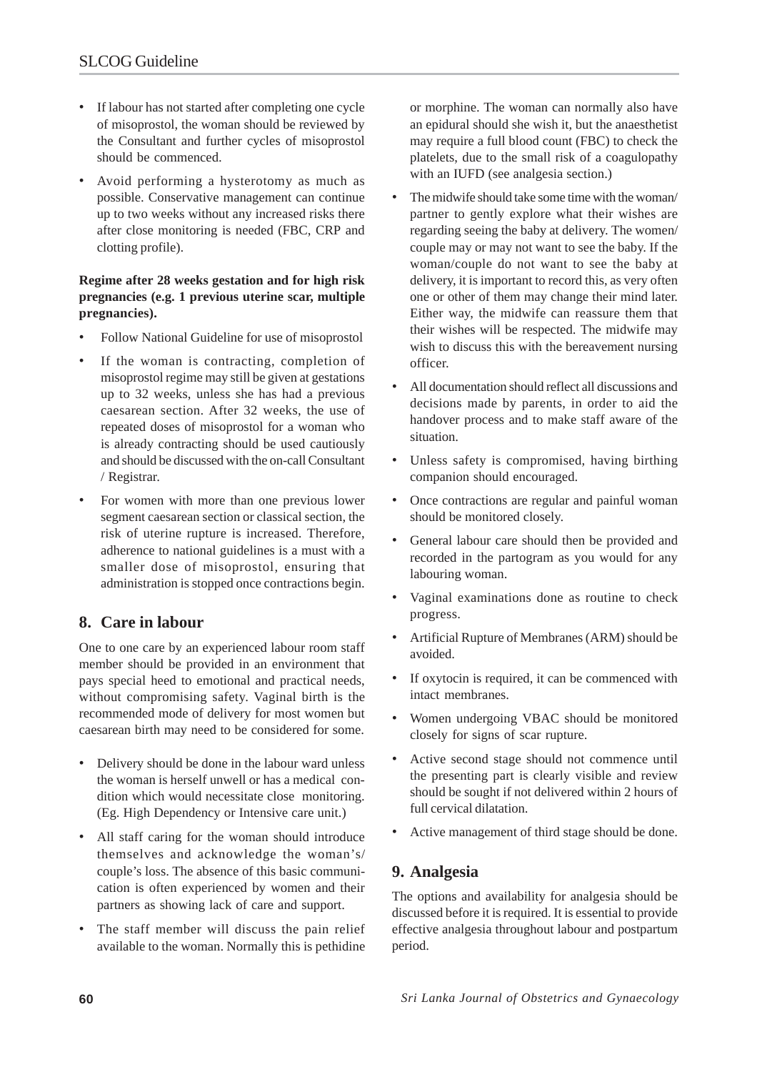- If labour has not started after completing one cycle of misoprostol, the woman should be reviewed by the Consultant and further cycles of misoprostol should be commenced.
- Avoid performing a hysterotomy as much as possible. Conservative management can continue up to two weeks without any increased risks there after close monitoring is needed (FBC, CRP and clotting profile).

**Regime after 28 weeks gestation and for high risk pregnancies (e.g. 1 previous uterine scar, multiple pregnancies).**

- Follow National Guideline for use of misoprostol
- If the woman is contracting, completion of misoprostol regime may still be given at gestations up to 32 weeks, unless she has had a previous caesarean section. After 32 weeks, the use of repeated doses of misoprostol for a woman who is already contracting should be used cautiously and should be discussed with the on-call Consultant / Registrar.
- For women with more than one previous lower segment caesarean section or classical section, the risk of uterine rupture is increased. Therefore, adherence to national guidelines is a must with a smaller dose of misoprostol, ensuring that administration is stopped once contractions begin.

## 8. Care in labour

One to one care by an experienced labour room staff member should be provided in an environment that pays special heed to emotional and practical needs, without compromising safety. Vaginal birth is the recommended mode of delivery for most women but caesarean birth may need to be considered for some.

- Delivery should be done in the labour ward unless the woman is herself unwell or has a medical condition which would necessitate close monitoring. (Eg. High Dependency or Intensive care unit.)
- All staff caring for the woman should introduce themselves and acknowledge the woman's/ couple's loss. The absence of this basic communication is often experienced by women and their partners as showing lack of care and support.
- The staff member will discuss the pain relief available to the woman. Normally this is pethidine or morphine. The woman can normally also have an epidural should she wish it, but the anaesthetist may require a full blood count (FBC) to check the platelets, due to the small risk of a coagulopathy with an IUFD (see analgesia section.)
- The midwife should take some time with the woman/ partner to gently explore what their wishes are regarding seeing the baby at delivery. The women/ couple may or may not want to see the baby. If the woman/couple do not want to see the baby at delivery, it is important to record this, as very often one or other of them may change their mind later. Either way, the midwife can reassure them that their wishes will be respected. The midwife may wish to discuss this with the bereavement nursing officer.
- All documentation should reflect all discussions and decisions made by parents, in order to aid the handover process and to make staff aware of the situation.
- Unless safety is compromised, having birthing companion should encouraged.
- Once contractions are regular and painful woman should be monitored closely.
- General labour care should then be provided and recorded in the partogram as you would for any labouring woman.
- Vaginal examinations done as routine to check progress.
- Artificial Rupture of Membranes (ARM) should be avoided.
- If oxytocin is required, it can be commenced with intact membranes.
- Women undergoing VBAC should be monitored closely for signs of scar rupture.
- Active second stage should not commence until the presenting part is clearly visible and review should be sought if not delivered within 2 hours of full cervical dilatation.
- Active management of third stage should be done.

## 9. Analgesia

The options and availability for analgesia should be discussed before it is required. It is essential to provide effective analgesia throughout labour and postpartum period.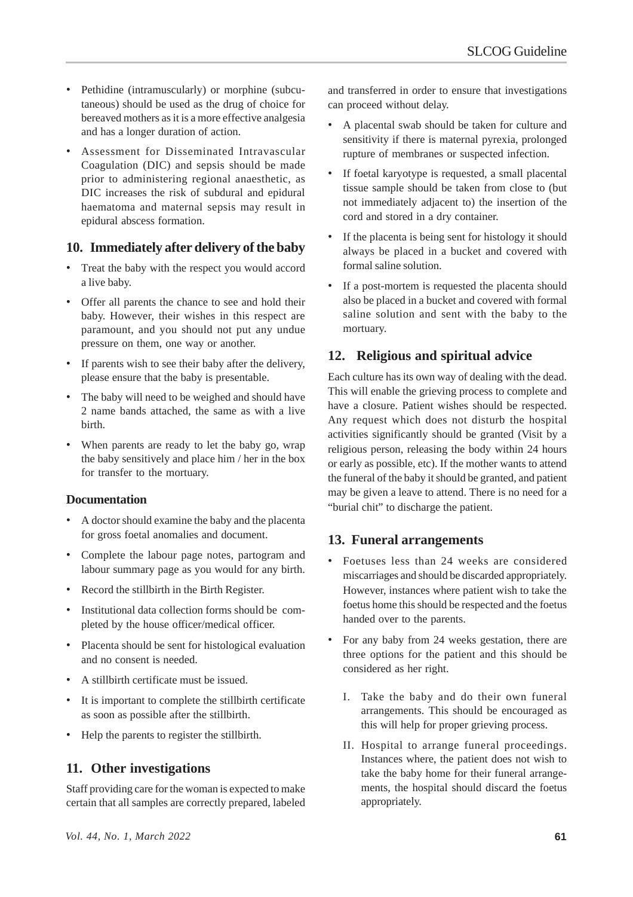- Pethidine (intramuscularly) or morphine (subcutaneous) should be used as the drug of choice for bereaved mothers as it is a more effective analgesia and has a longer duration of action.
- Assessment for Disseminated Intravascular Coagulation (DIC) and sepsis should be made prior to administering regional anaesthetic, as DIC increases the risk of subdural and epidural haematoma and maternal sepsis may result in epidural abscess formation.

## 10. Immediately after delivery of the baby

- Treat the baby with the respect you would accord a live baby.
- Offer all parents the chance to see and hold their baby. However, their wishes in this respect are paramount, and you should not put any undue pressure on them, one way or another.
- If parents wish to see their baby after the delivery, please ensure that the baby is presentable.
- The baby will need to be weighed and should have 2 name bands attached, the same as with a live birth.
- When parents are ready to let the baby go, wrap the baby sensitively and place him / her in the box for transfer to the mortuary.

### Documentation

- A doctor should examine the baby and the placenta for gross foetal anomalies and document.
- Complete the labour page notes, partogram and labour summary page as you would for any birth.
- Record the stillbirth in the Birth Register.
- Institutional data collection forms should be completed by the house officer/medical officer.
- Placenta should be sent for histological evaluation and no consent is needed.
- A stillbirth certificate must be issued.
- It is important to complete the stillbirth certificate as soon as possible after the stillbirth.
- Help the parents to register the stillbirth.

## 11. Other investigations

Staff providing care for the woman is expected to make certain that all samples are correctly prepared, labeled and transferred in order to ensure that investigations can proceed without delay.

- A placental swab should be taken for culture and sensitivity if there is maternal pyrexia, prolonged rupture of membranes or suspected infection.
- If foetal karyotype is requested, a small placental tissue sample should be taken from close to (but not immediately adjacent to) the insertion of the cord and stored in a dry container.
- If the placenta is being sent for histology it should always be placed in a bucket and covered with formal saline solution.
- If a post-mortem is requested the placenta should also be placed in a bucket and covered with formal saline solution and sent with the baby to the mortuary.

## 12. Religious and spiritual advice

Each culture has its own way of dealing with the dead. This will enable the grieving process to complete and have a closure. Patient wishes should be respected. Any request which does not disturb the hospital activities significantly should be granted (Visit by a religious person, releasing the body within 24 hours or early as possible, etc). If the mother wants to attend the funeral of the baby it should be granted, and patient may be given a leave to attend. There is no need for a "burial chit" to discharge the patient.

## 13. Funeral arrangements

- Foetuses less than 24 weeks are considered miscarriages and should be discarded appropriately. However, instances where patient wish to take the foetus home this should be respected and the foetus handed over to the parents.
- For any baby from 24 weeks gestation, there are three options for the patient and this should be considered as her right.

    I. Take the baby and do their own funeral arrangements. This should be encouraged as this will help for proper grieving process.

    II. Hospital to arrange funeral proceedings. Instances where, the patient does not wish to take the baby home for their funeral arrangements, the hospital should discard the foetus appropriately.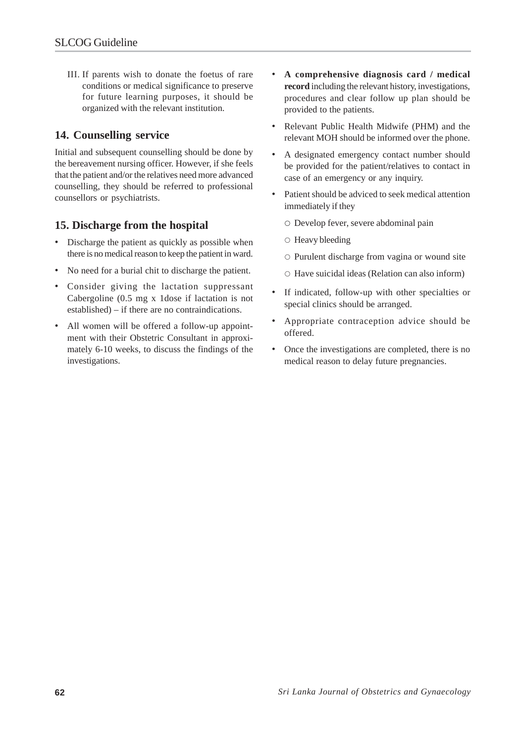III. If parents wish to donate the foetus of rare conditions or medical significance to preserve for future learning purposes, it should be organized with the relevant institution.

## 14. Counselling service

Initial and subsequent counselling should be done by the bereavement nursing officer. However, if she feels that the patient and/or the relatives need more advanced counselling, they should be referred to professional counsellors or psychiatrists.

## 15. Discharge from the hospital

- Discharge the patient as quickly as possible when there is no medical reason to keep the patient in ward.
- No need for a burial chit to discharge the patient.
- Consider giving the lactation suppressant Cabergoline (0.5 mg x 1dose if lactation is not established) – if there are no contraindications.
- All women will be offered a follow-up appointment with their Obstetric Consultant in approximately 6-10 weeks, to discuss the findings of the investigations.
- **A comprehensive diagnosis card / medical record** including the relevant history, investigations, procedures and clear follow up plan should be provided to the patients.
- Relevant Public Health Midwife (PHM) and the relevant MOH should be informed over the phone.
- A designated emergency contact number should be provided for the patient/relatives to contact in case of an emergency or any inquiry.
- Patient should be adviced to seek medical attention immediately if they
  - Develop fever, severe abdominal pain
  - Heavy bleeding
  - Purulent discharge from vagina or wound site
  - Have suicidal ideas (Relation can also inform)
- If indicated, follow-up with other specialties or special clinics should be arranged.
- Appropriate contraception advice should be offered.
- Once the investigations are completed, there is no medical reason to delay future pregnancies.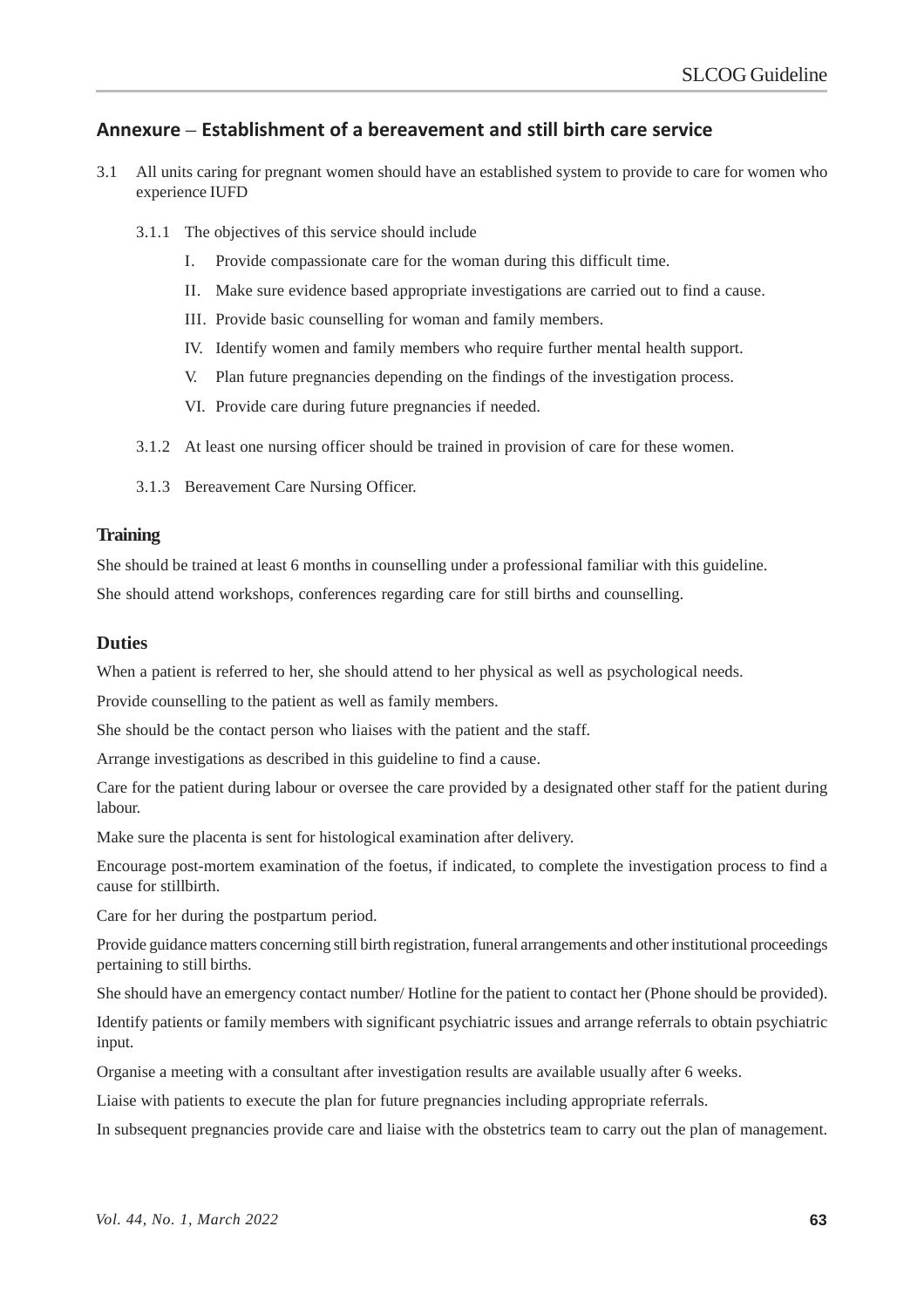## Annexure – Establishment of a bereavement and still birth care service

3.1 All units caring for pregnant women should have an established system to provide to care for women who experience IUFD

3.1.1 The objectives of this service should include

I. Provide compassionate care for the woman during this difficult time.

II. Make sure evidence based appropriate investigations are carried out to find a cause.

III. Provide basic counselling for woman and family members.

IV. Identify women and family members who require further mental health support.

V. Plan future pregnancies depending on the findings of the investigation process.

VI. Provide care during future pregnancies if needed.

3.1.2 At least one nursing officer should be trained in provision of care for these women.

3.1.3 Bereavement Care Nursing Officer.

### Training

She should be trained at least 6 months in counselling under a professional familiar with this guideline.

She should attend workshops, conferences regarding care for still births and counselling.

### Duties

When a patient is referred to her, she should attend to her physical as well as psychological needs.

Provide counselling to the patient as well as family members.

She should be the contact person who liaises with the patient and the staff.

Arrange investigations as described in this guideline to find a cause.

Care for the patient during labour or oversee the care provided by a designated other staff for the patient during labour.

Make sure the placenta is sent for histological examination after delivery.

Encourage post-mortem examination of the foetus, if indicated, to complete the investigation process to find a cause for stillbirth.

Care for her during the postpartum period.

Provide guidance matters concerning still birth registration, funeral arrangements and other institutional proceedings pertaining to still births.

She should have an emergency contact number/ Hotline for the patient to contact her (Phone should be provided).

Identify patients or family members with significant psychiatric issues and arrange referrals to obtain psychiatric input.

Organise a meeting with a consultant after investigation results are available usually after 6 weeks.

Liaise with patients to execute the plan for future pregnancies including appropriate referrals.

In subsequent pregnancies provide care and liaise with the obstetrics team to carry out the plan of management.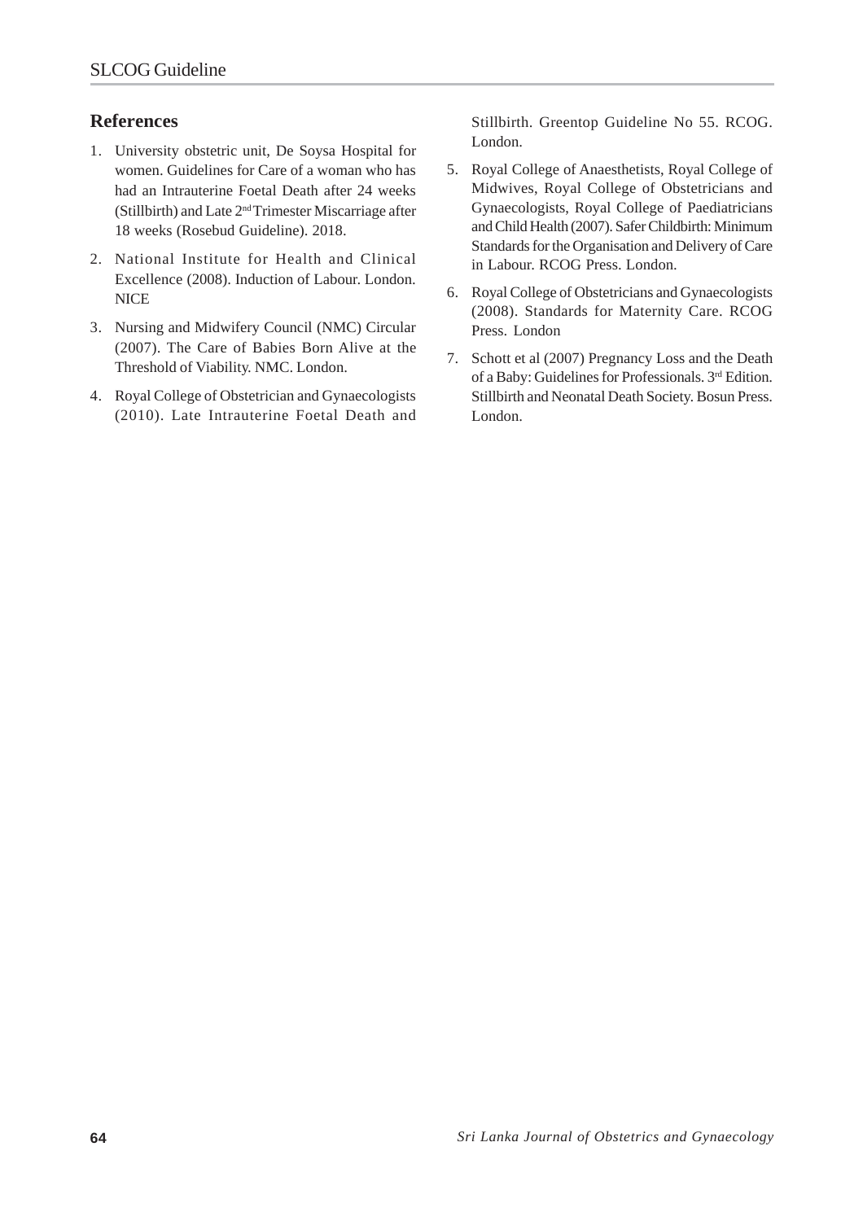## References

1. University obstetric unit, De Soysa Hospital for women. Guidelines for Care of a woman who has had an Intrauterine Foetal Death after 24 weeks (Stillbirth) and Late 2nd Trimester Miscarriage after 18 weeks (Rosebud Guideline). 2018.
2. National Institute for Health and Clinical Excellence (2008). Induction of Labour. London. NICE
3. Nursing and Midwifery Council (NMC) Circular (2007). The Care of Babies Born Alive at the Threshold of Viability. NMC. London.
4. Royal College of Obstetrician and Gynaecologists (2010). Late Intrauterine Foetal Death and Stillbirth. Greentop Guideline No 55. RCOG. London.
5. Royal College of Anaesthetists, Royal College of Midwives, Royal College of Obstetricians and Gynaecologists, Royal College of Paediatricians and Child Health (2007). Safer Childbirth: Minimum Standards for the Organisation and Delivery of Care in Labour. RCOG Press. London.
6. Royal College of Obstetricians and Gynaecologists (2008). Standards for Maternity Care. RCOG Press. London
7. Schott et al (2007) Pregnancy Loss and the Death of a Baby: Guidelines for Professionals. 3rd Edition. Stillbirth and Neonatal Death Society. Bosun Press. London.